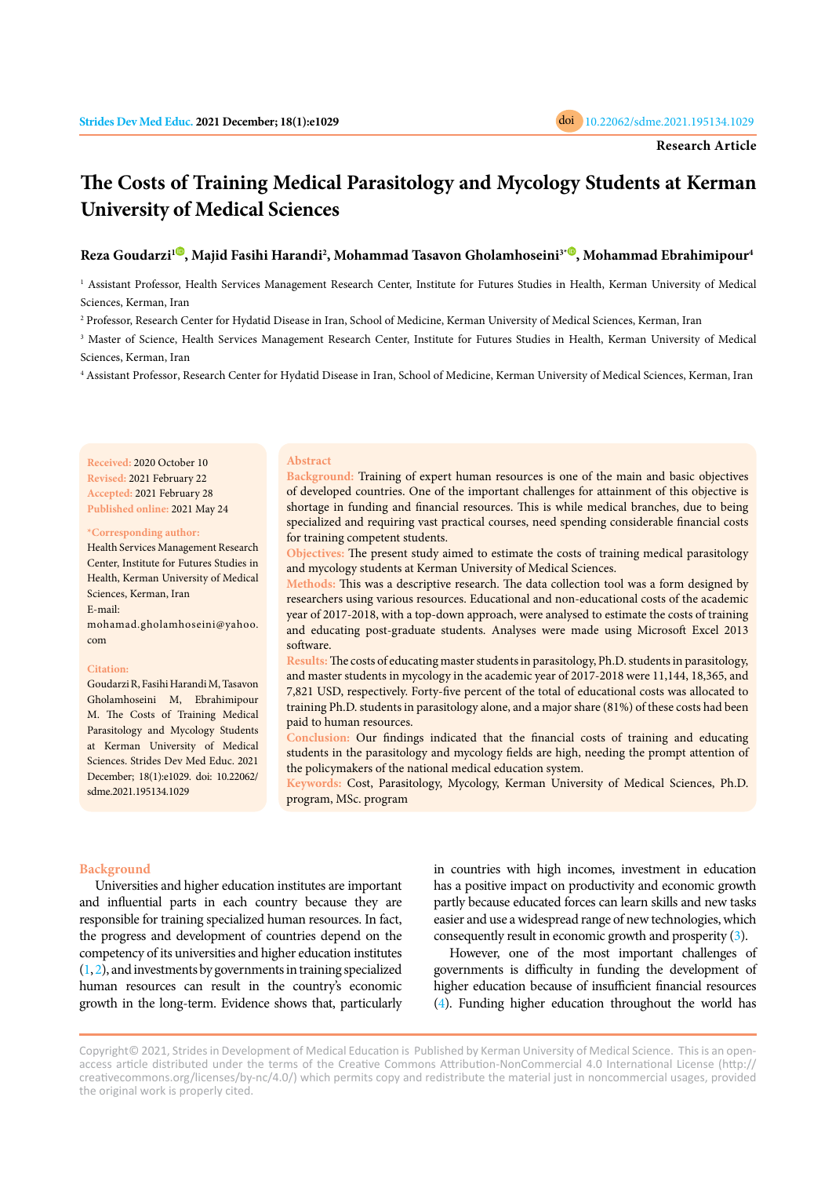Research Article

# The Costs of Training Medical Parasitology and Mycology Students at Kerman University of Medical Sciences

**Reza Goudarzi[1], Majid Fasihi Harandi[2], Mohammad Tasavon Gholamhoseini[3*], Mohammad Ebrahimipour[4]**

[1] Assistant Professor, Health Services Management Research Center, Institute for Futures Studies in Health, Kerman University of Medical Sciences, Kerman, Iran

[2] Professor, Research Center for Hydatid Disease in Iran, School of Medicine, Kerman University of Medical Sciences, Kerman, Iran

[3] Master of Science, Health Services Management Research Center, Institute for Futures Studies in Health, Kerman University of Medical Sciences, Kerman, Iran

[4] Assistant Professor, Research Center for Hydatid Disease in Iran, School of Medicine, Kerman University of Medical Sciences, Kerman, Iran

**Received:** 2020 October 10
**Revised:** 2021 February 22
**Accepted:** 2021 February 28
**Published online:** 2021 May 24

**\*Corresponding author:**
Health Services Management Research Center, Institute for Futures Studies in Health, Kerman University of Medical Sciences, Kerman, Iran
E-mail: mohamad.gholamhoseini@yahoo.com

**Citation:**
Goudarzi R, Fasihi Harandi M, Tasavon Gholamhoseini M, Ebrahimipour M. The Costs of Training Medical Parasitology and Mycology Students at Kerman University of Medical Sciences. Strides Dev Med Educ. 2021 December; 18(1):e1029. doi: 10.22062/sdme.2021.195134.1029

## Abstract

**Background:** Training of expert human resources is one of the main and basic objectives of developed countries. One of the important challenges for attainment of this objective is shortage in funding and financial resources. This is while medical branches, due to being specialized and requiring vast practical courses, need spending considerable financial costs for training competent students.

**Objectives:** The present study aimed to estimate the costs of training medical parasitology and mycology students at Kerman University of Medical Sciences.

**Methods:** This was a descriptive research. The data collection tool was a form designed by researchers using various resources. Educational and non-educational costs of the academic year of 2017-2018, with a top-down approach, were analysed to estimate the costs of training and educating post-graduate students. Analyses were made using Microsoft Excel 2013 software.

**Results:** The costs of educating master students in parasitology, Ph.D. students in parasitology, and master students in mycology in the academic year of 2017-2018 were 11,144, 18,365, and 7,821 USD, respectively. Forty-five percent of the total of educational costs was allocated to training Ph.D. students in parasitology alone, and a major share (81%) of these costs had been paid to human resources.

**Conclusion:** Our findings indicated that the financial costs of training and educating students in the parasitology and mycology fields are high, needing the prompt attention of the policymakers of the national medical education system.

**Keywords:** Cost, Parasitology, Mycology, Kerman University of Medical Sciences, Ph.D. program, MSc. program

## Background

Universities and higher education institutes are important and influential parts in each country because they are responsible for training specialized human resources. In fact, the progress and development of countries depend on the competency of its universities and higher education institutes (1, 2), and investments by governments in training specialized human resources can result in the country's economic growth in the long-term. Evidence shows that, particularly in countries with high incomes, investment in education has a positive impact on productivity and economic growth partly because educated forces can learn skills and new tasks easier and use a widespread range of new technologies, which consequently result in economic growth and prosperity (3).

However, one of the most important challenges of governments is difficulty in funding the development of higher education because of insufficient financial resources (4). Funding higher education throughout the world has

Copyright© 2021, Strides in Development of Medical Education is Published by Kerman University of Medical Science. This is an open-access article distributed under the terms of the Creative Commons Attribution-NonCommercial 4.0 International License (http://creativecommons.org/licenses/by-nc/4.0/) which permits copy and redistribute the material just in noncommercial usages, provided the original work is properly cited.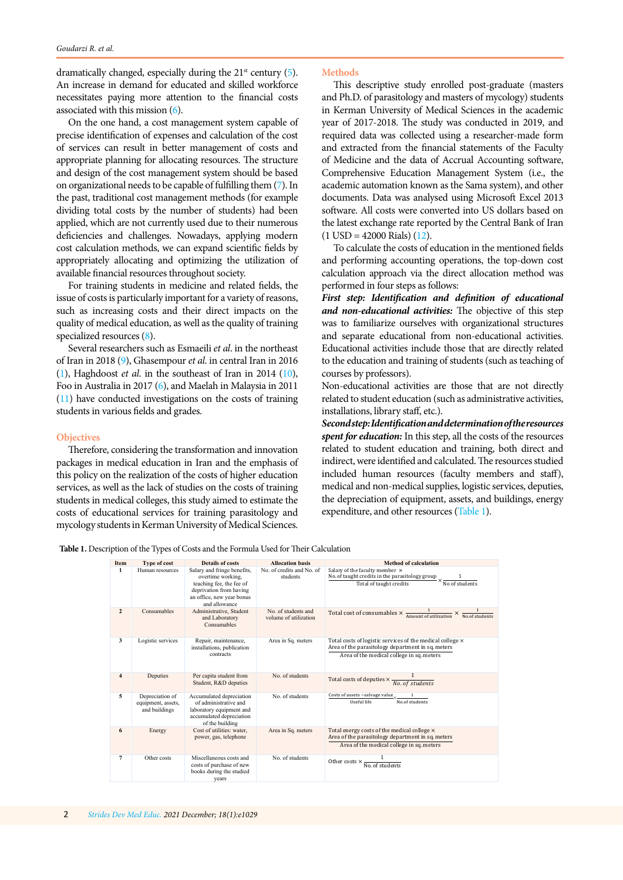dramatically changed, especially during the 21st century (5). An increase in demand for educated and skilled workforce necessitates paying more attention to the financial costs associated with this mission (6).

On the one hand, a cost management system capable of precise identification of expenses and calculation of the cost of services can result in better management of costs and appropriate planning for allocating resources. The structure and design of the cost management system should be based on organizational needs to be capable of fulfilling them (7). In the past, traditional cost management methods (for example dividing total costs by the number of students) had been applied, which are not currently used due to their numerous deficiencies and challenges. Nowadays, applying modern cost calculation methods, we can expand scientific fields by appropriately allocating and optimizing the utilization of available financial resources throughout society.

For training students in medicine and related fields, the issue of costs is particularly important for a variety of reasons, such as increasing costs and their direct impacts on the quality of medical education, as well as the quality of training specialized resources (8).

Several researchers such as Esmaeili *et al.* in the northeast of Iran in 2018 (9), Ghasempour *et al.* in central Iran in 2016 (1), Haghdoost *et al.* in the southeast of Iran in 2014 (10), Foo in Australia in 2017 (6), and Maelah in Malaysia in 2011 (11) have conducted investigations on the costs of training students in various fields and grades.

## Objectives

Therefore, considering the transformation and innovation packages in medical education in Iran and the emphasis of this policy on the realization of the costs of higher education services, as well as the lack of studies on the costs of training students in medical colleges, this study aimed to estimate the costs of educational services for training parasitology and mycology students in Kerman University of Medical Sciences.

## Methods

This descriptive study enrolled post-graduate (masters and Ph.D. of parasitology and masters of mycology) students in Kerman University of Medical Sciences in the academic year of 2017-2018. The study was conducted in 2019, and required data was collected using a researcher-made form and extracted from the financial statements of the Faculty of Medicine and the data of Accrual Accounting software, Comprehensive Education Management System (i.e., the academic automation known as the Sama system), and other documents. Data was analysed using Microsoft Excel 2013 software. All costs were converted into US dollars based on the latest exchange rate reported by the Central Bank of Iran (1 USD = 42000 Rials) (12).

To calculate the costs of education in the mentioned fields and performing accounting operations, the top-down cost calculation approach via the direct allocation method was performed in four steps as follows:

***First step: Identification and definition of educational and non-educational activities:*** The objective of this step was to familiarize ourselves with organizational structures and separate educational from non-educational activities. Educational activities include those that are directly related to the education and training of students (such as teaching of courses by professors).

Non-educational activities are those that are not directly related to student education (such as administrative activities, installations, library staff, etc.).

***Second step: Identification and determination of the resources spent for education:*** In this step, all the costs of the resources related to student education and training, both direct and indirect, were identified and calculated. The resources studied included human resources (faculty members and staff), medical and non-medical supplies, logistic services, deputies, the depreciation of equipment, assets, and buildings, energy expenditure, and other resources (Table 1).

**Table 1.** Description of the Types of Costs and the Formula Used for Their Calculation

| Item | Type of cost | Details of costs | Allocation basis | Method of calculation |
|---|---|---|---|---|
| 1 | Human resources | Salary and fringe benefits, overtime working, teaching fee, the fee of deprivation from having an office, new year bonus and allowance | No. of credits and No. of students | $\frac{\text{Salary of the faculty member} \times \text{No. of taught credits in the parasitology group}}{\text{Total of taught credits}} \times \frac{1}{\text{No of students}}$ |
| 2 | Consumables | Administrative, Student and Laboratory Consumables | No. of students and volume of utilization | $\text{Total cost of consumables} \times \frac{1}{\text{Amount of utilization}} \times \frac{1}{\text{No.of students}}$ |
| 3 | Logistic services | Repair, maintenance, installations, publication contracts | Area in Sq. meters | $\frac{\text{Total costs of logistic services of the medical college} \times \text{Area of the parasitology department in sq. meters}}{\text{Area of the medical college in sq. meters}}$ |
| 4 | Deputies | Per capita student from Student, R&D deputies | No. of students | $\text{Total costs of deputies} \times \frac{1}{\text{No. of students}}$ |
| 5 | Depreciation of equipment, assets, and buildings | Accumulated depreciation of administrative and laboratory equipment and accumulated depreciation of the building | No. of students | $\frac{\text{Costs of assets} - \text{salvage value}}{\text{Useful life}} \times \frac{1}{\text{No.of students}}$ |
| 6 | Energy | Cost of utilities: water, power, gas, telephone | Area in Sq. meters | $\frac{\text{Total energy costs of the medical college} \times \text{Area of the parasitology department in sq. meters}}{\text{Area of the medical college in sq. meters}}$ |
| 7 | Other costs | Miscellaneous costs and costs of purchase of new books during the studied years | No. of students | $\text{Other costs} \times \frac{1}{\text{No. of students}}$ |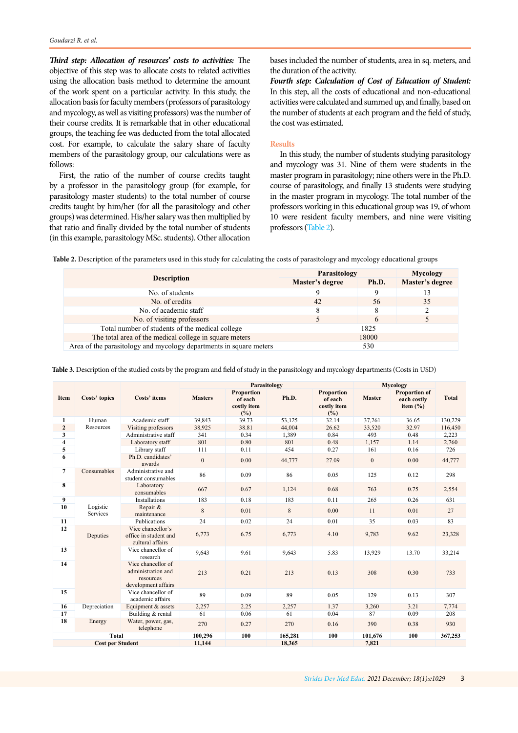***Third step: Allocation of resources' costs to activities:*** The objective of this step was to allocate costs to related activities using the allocation basis method to determine the amount of the work spent on a particular activity. In this study, the allocation basis for faculty members (professors of parasitology and mycology, as well as visiting professors) was the number of their course credits. It is remarkable that in other educational groups, the teaching fee was deducted from the total allocated cost. For example, to calculate the salary share of faculty members of the parasitology group, our calculations were as follows:

First, the ratio of the number of course credits taught by a professor in the parasitology group (for example, for parasitology master students) to the total number of course credits taught by him/her (for all the parasitology and other groups) was determined. His/her salary was then multiplied by that ratio and finally divided by the total number of students (in this example, parasitology MSc. students). Other allocation bases included the number of students, area in sq. meters, and the duration of the activity.

***Fourth step: Calculation of Cost of Education of Student:*** In this step, all the costs of educational and non-educational activities were calculated and summed up, and finally, based on the number of students at each program and the field of study, the cost was estimated.

## Results

In this study, the number of students studying parasitology and mycology was 31. Nine of them were students in the master program in parasitology; nine others were in the Ph.D. course of parasitology, and finally 13 students were studying in the master program in mycology. The total number of the professors working in this educational group was 19, of whom 10 were resident faculty members, and nine were visiting professors (Table 2).

**Table 2.** Description of the parameters used in this study for calculating the costs of parasitology and mycology educational groups

| Description | Parasitology | | Mycology |
|---|---|---|---|
| | Master's degree | Ph.D. | Master's degree |
| No. of students | 9 | 9 | 13 |
| No. of credits | 42 | 56 | 35 |
| No. of academic staff | 8 | 8 | 2 |
| No. of visiting professors | 5 | 6 | 5 |
| Total number of students of the medical college | 1825 | | |
| The total area of the medical college in square meters | 18000 | | |
| Area of the parasitology and mycology departments in square meters | 530 | | |

**Table 3.** Description of the studied costs by the program and field of study in the parasitology and mycology departments (Costs in USD)

| Item | Costs' topics | Costs' items | Parasitology | | | | Mycology | | Total |
|---|---|---|---|---|---|---|---|---|---|
| | | | Masters | Proportion of each costly item (%) | Ph.D. | Proportion of each costly item (%) | Master | Proportion of each costly item (%) | |
| 1 | Human Resources | Academic staff | 39,843 | 39.73 | 53,125 | 32.14 | 37,261 | 36.65 | 130,229 |
| 2 | | Visiting professors | 38,925 | 38.81 | 44,004 | 26.62 | 33,520 | 32.97 | 116,450 |
| 3 | | Administrative staff | 341 | 0.34 | 1,389 | 0.84 | 493 | 0.48 | 2,223 |
| 4 | | Laboratory staff | 801 | 0.80 | 801 | 0.48 | 1,157 | 1.14 | 2,760 |
| 5 | | Library staff | 111 | 0.11 | 454 | 0.27 | 161 | 0.16 | 726 |
| 6 | | Ph.D. candidates' awards | 0 | 0.00 | 44,777 | 27.09 | 0 | 0.00 | 44,777 |
| 7 | Consumables | Administrative and student consumables | 86 | 0.09 | 86 | 0.05 | 125 | 0.12 | 298 |
| 8 | | Laboratory consumables | 667 | 0.67 | 1,124 | 0.68 | 763 | 0.75 | 2,554 |
| 9 | Logistic Services | Installations | 183 | 0.18 | 183 | 0.11 | 265 | 0.26 | 631 |
| 10 | | Repair & maintenance | 8 | 0.01 | 8 | 0.00 | 11 | 0.01 | 27 |
| 11 | | Publications | 24 | 0.02 | 24 | 0.01 | 35 | 0.03 | 83 |
| 12 | Deputies | Vice chancellor's office in student and cultural affairs | 6,773 | 6.75 | 6,773 | 4.10 | 9,783 | 9.62 | 23,328 |
| 13 | | Vice chancellor of research | 9,643 | 9.61 | 9,643 | 5.83 | 13,929 | 13.70 | 33,214 |
| 14 | | Vice chancellor of administration and resources development affairs | 213 | 0.21 | 213 | 0.13 | 308 | 0.30 | 733 |
| 15 | | Vice chancellor of academic affairs | 89 | 0.09 | 89 | 0.05 | 129 | 0.13 | 307 |
| 16 | Depreciation | Equipment & assets | 2,257 | 2.25 | 2,257 | 1.37 | 3,260 | 3.21 | 7,774 |
| 17 | | Building & rental | 61 | 0.06 | 61 | 0.04 | 87 | 0.09 | 208 |
| 18 | Energy | Water, power, gas, telephone | 270 | 0.27 | 270 | 0.16 | 390 | 0.38 | 930 |
| **Total** | | | **100,296** | **100** | **165,281** | **100** | **101,676** | **100** | **367,253** |
| **Cost per Student** | | | **11,144** | | **18,365** | | **7,821** | | |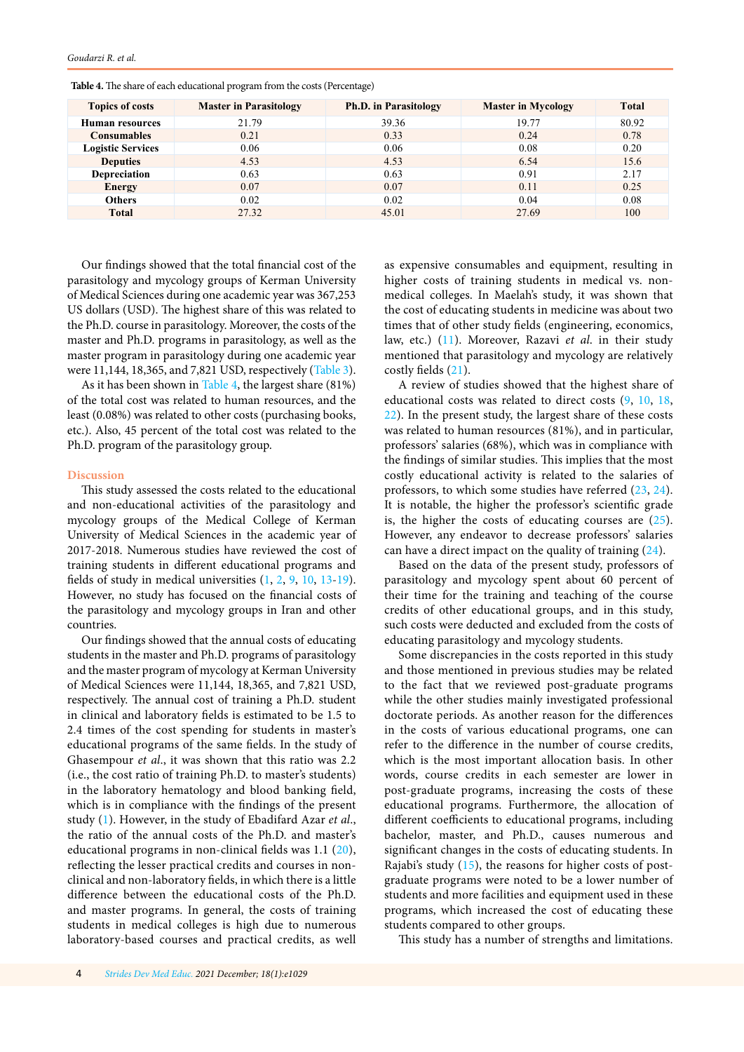**Table 4.** The share of each educational program from the costs (Percentage)

| Topics of costs | Master in Parasitology | Ph.D. in Parasitology | Master in Mycology | Total |
|---|---|---|---|---|
| Human resources | 21.79 | 39.36 | 19.77 | 80.92 |
| Consumables | 0.21 | 0.33 | 0.24 | 0.78 |
| Logistic Services | 0.06 | 0.06 | 0.08 | 0.20 |
| Deputies | 4.53 | 4.53 | 6.54 | 15.6 |
| Depreciation | 0.63 | 0.63 | 0.91 | 2.17 |
| Energy | 0.07 | 0.07 | 0.11 | 0.25 |
| Others | 0.02 | 0.02 | 0.04 | 0.08 |
| Total | 27.32 | 45.01 | 27.69 | 100 |

Our findings showed that the total financial cost of the parasitology and mycology groups of Kerman University of Medical Sciences during one academic year was 367,253 US dollars (USD). The highest share of this was related to the Ph.D. course in parasitology. Moreover, the costs of the master and Ph.D. programs in parasitology, as well as the master program in parasitology during one academic year were 11,144, 18,365, and 7,821 USD, respectively (Table 3).

As it has been shown in Table 4, the largest share (81%) of the total cost was related to human resources, and the least (0.08%) was related to other costs (purchasing books, etc.). Also, 45 percent of the total cost was related to the Ph.D. program of the parasitology group.

## Discussion

This study assessed the costs related to the educational and non-educational activities of the parasitology and mycology groups of the Medical College of Kerman University of Medical Sciences in the academic year of 2017-2018. Numerous studies have reviewed the cost of training students in different educational programs and fields of study in medical universities (1, 2, 9, 10, 13-19). However, no study has focused on the financial costs of the parasitology and mycology groups in Iran and other countries.

Our findings showed that the annual costs of educating students in the master and Ph.D. programs of parasitology and the master program of mycology at Kerman University of Medical Sciences were 11,144, 18,365, and 7,821 USD, respectively. The annual cost of training a Ph.D. student in clinical and laboratory fields is estimated to be 1.5 to 2.4 times of the cost spending for students in master's educational programs of the same fields. In the study of Ghasempour *et al.*, it was shown that this ratio was 2.2 (i.e., the cost ratio of training Ph.D. to master's students) in the laboratory hematology and blood banking field, which is in compliance with the findings of the present study (1). However, in the study of Ebadifard Azar *et al.*, the ratio of the annual costs of the Ph.D. and master's educational programs in non-clinical fields was 1.1 (20), reflecting the lesser practical credits and courses in non-clinical and non-laboratory fields, in which there is a little difference between the educational costs of the Ph.D. and master programs. In general, the costs of training students in medical colleges is high due to numerous laboratory-based courses and practical credits, as well as expensive consumables and equipment, resulting in higher costs of training students in medical vs. non-medical colleges. In Maelah's study, it was shown that the cost of educating students in medicine was about two times that of other study fields (engineering, economics, law, etc.) (11). Moreover, Razavi *et al.* in their study mentioned that parasitology and mycology are relatively costly fields (21).

A review of studies showed that the highest share of educational costs was related to direct costs (9, 10, 18, 22). In the present study, the largest share of these costs was related to human resources (81%), and in particular, professors' salaries (68%), which was in compliance with the findings of similar studies. This implies that the most costly educational activity is related to the salaries of professors, to which some studies have referred (23, 24). It is notable, the higher the professor's scientific grade is, the higher the costs of educating courses are (25). However, any endeavor to decrease professors' salaries can have a direct impact on the quality of training (24).

Based on the data of the present study, professors of parasitology and mycology spent about 60 percent of their time for the training and teaching of the course credits of other educational groups, and in this study, such costs were deducted and excluded from the costs of educating parasitology and mycology students.

Some discrepancies in the costs reported in this study and those mentioned in previous studies may be related to the fact that we reviewed post-graduate programs while the other studies mainly investigated professional doctorate periods. As another reason for the differences in the costs of various educational programs, one can refer to the difference in the number of course credits, which is the most important allocation basis. In other words, course credits in each semester are lower in post-graduate programs, increasing the costs of these educational programs. Furthermore, the allocation of different coefficients to educational programs, including bachelor, master, and Ph.D., causes numerous and significant changes in the costs of educating students. In Rajabi's study (15), the reasons for higher costs of post-graduate programs were noted to be a lower number of students and more facilities and equipment used in these programs, which increased the cost of educating these students compared to other groups.

This study has a number of strengths and limitations.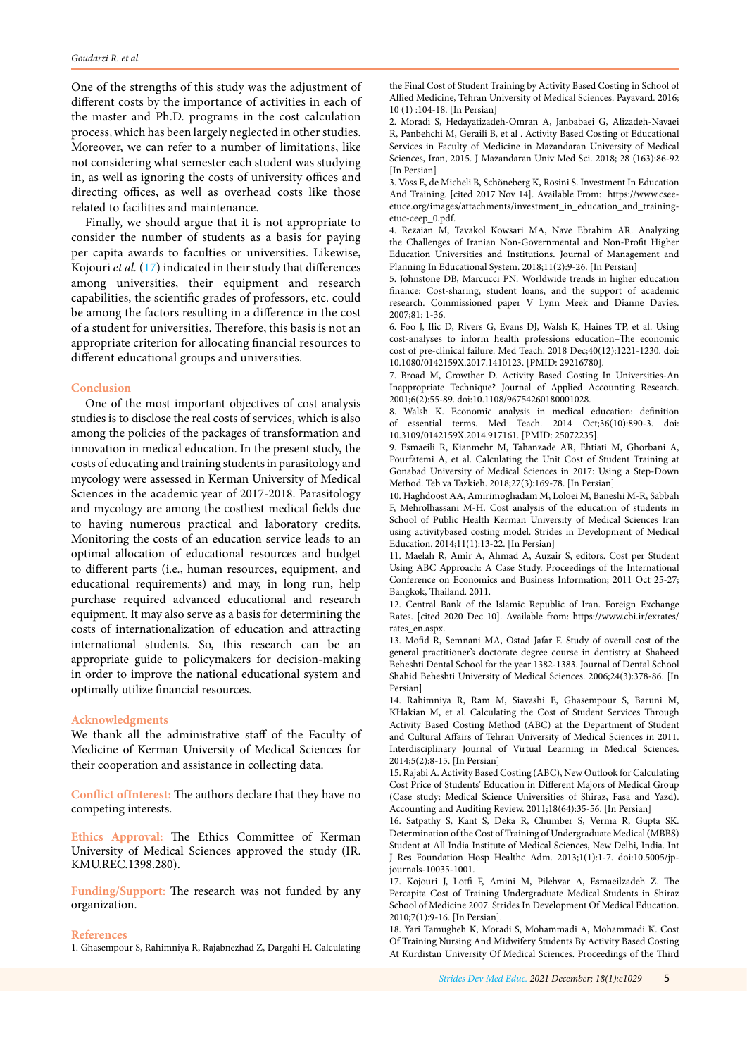One of the strengths of this study was the adjustment of different costs by the importance of activities in each of the master and Ph.D. programs in the cost calculation process, which has been largely neglected in other studies. Moreover, we can refer to a number of limitations, like not considering what semester each student was studying in, as well as ignoring the costs of university offices and directing offices, as well as overhead costs like those related to facilities and maintenance.

Finally, we should argue that it is not appropriate to consider the number of students as a basis for paying per capita awards to faculties or universities. Likewise, Kojouri *et al.* (17) indicated in their study that differences among universities, their equipment and research capabilities, the scientific grades of professors, etc. could be among the factors resulting in a difference in the cost of a student for universities. Therefore, this basis is not an appropriate criterion for allocating financial resources to different educational groups and universities.

## Conclusion

One of the most important objectives of cost analysis studies is to disclose the real costs of services, which is also among the policies of the packages of transformation and innovation in medical education. In the present study, the costs of educating and training students in parasitology and mycology were assessed in Kerman University of Medical Sciences in the academic year of 2017-2018. Parasitology and mycology are among the costliest medical fields due to having numerous practical and laboratory credits. Monitoring the costs of an education service leads to an optimal allocation of educational resources and budget to different parts (i.e., human resources, equipment, and educational requirements) and may, in long run, help purchase required advanced educational and research equipment. It may also serve as a basis for determining the costs of internationalization of education and attracting international students. So, this research can be an appropriate guide to policymakers for decision-making in order to improve the national educational system and optimally utilize financial resources.

## Acknowledgments

We thank all the administrative staff of the Faculty of Medicine of Kerman University of Medical Sciences for their cooperation and assistance in collecting data.

**Conflict ofInterest:** The authors declare that they have no competing interests.

**Ethics Approval:** The Ethics Committee of Kerman University of Medical Sciences approved the study (IR.KMU.REC.1398.280).

**Funding/Support:** The research was not funded by any organization.

## References

1. Ghasempour S, Rahimniya R, Rajabnezhad Z, Dargahi H. Calculating the Final Cost of Student Training by Activity Based Costing in School of Allied Medicine, Tehran University of Medical Sciences. Payavard. 2016; 10 (1) :104-18. [In Persian]
2. Moradi S, Hedayatizadeh-Omran A, Janbabaei G, Alizadeh-Navaei R, Panbehchi M, Geraili B, et al . Activity Based Costing of Educational Services in Faculty of Medicine in Mazandaran University of Medical Sciences, Iran, 2015. J Mazandaran Univ Med Sci. 2018; 28 (163):86-92 [In Persian]
3. Voss E, de Micheli B, Schöneberg K, Rosini S. Investment In Education And Training. [cited 2017 Nov 14]. Available From: https://www.csee-etuce.org/images/attachments/investment_in_education_and_training-etuc-ceep_0.pdf.
4. Rezaian M, Tavakol Kowsari MA, Nave Ebrahim AR. Analyzing the Challenges of Iranian Non-Governmental and Non-Profit Higher Education Universities and Institutions. Journal of Management and Planning In Educational System. 2018;11(2):9-26. [In Persian]
5. Johnstone DB, Marcucci PN. Worldwide trends in higher education finance: Cost-sharing, student loans, and the support of academic research. Commissioned paper V Lynn Meek and Dianne Davies. 2007;81: 1-36.
6. Foo J, Ilic D, Rivers G, Evans DJ, Walsh K, Haines TP, et al. Using cost-analyses to inform health professions education–The economic cost of pre-clinical failure. Med Teach. 2018 Dec;40(12):1221-1230. doi: 10.1080/0142159X.2017.1410123. [PMID: 29216780].
7. Broad M, Crowther D. Activity Based Costing In Universities-An Inappropriate Technique? Journal of Applied Accounting Research. 2001;6(2):55-89. doi:10.1108/96754260180001028.
8. Walsh K. Economic analysis in medical education: definition of essential terms. Med Teach. 2014 Oct;36(10):890-3. doi: 10.3109/0142159X.2014.917161. [PMID: 25072235].
9. Esmaeili R, Kianmehr M, Tahanzade AR, Ehtiati M, Ghorbani A, Pourfatemi A, et al. Calculating the Unit Cost of Student Training at Gonabad University of Medical Sciences in 2017: Using a Step-Down Method. Teb va Tazkieh. 2018;27(3):169-78. [In Persian]
10. Haghdoost AA, Amirimoghadam M, Loloei M, Baneshi M-R, Sabbah F, Mehrolhassani M-H. Cost analysis of the education of students in School of Public Health Kerman University of Medical Sciences Iran using activitybased costing model. Strides in Development of Medical Education. 2014;11(1):13-22. [In Persian]
11. Maelah R, Amir A, Ahmad A, Auzair S, editors. Cost per Student Using ABC Approach: A Case Study. Proceedings of the International Conference on Economics and Business Information; 2011 Oct 25-27; Bangkok, Thailand. 2011.
12. Central Bank of the Islamic Republic of Iran. Foreign Exchange Rates. [cited 2020 Dec 10]. Available from: https://www.cbi.ir/exrates/rates_en.aspx.
13. Mofid R, Semnani MA, Ostad Jafar F. Study of overall cost of the general practitioner's doctorate degree course in dentistry at Shaheed Beheshti Dental School for the year 1382-1383. Journal of Dental School Shahid Beheshti University of Medical Sciences. 2006;24(3):378-86. [In Persian]
14. Rahimniya R, Ram M, Siavashi E, Ghasempour S, Baruni M, KHakian M, et al. Calculating the Cost of Student Services Through Activity Based Costing Method (ABC) at the Department of Student and Cultural Affairs of Tehran University of Medical Sciences in 2011. Interdisciplinary Journal of Virtual Learning in Medical Sciences. 2014;5(2):8-15. [In Persian]
15. Rajabi A. Activity Based Costing (ABC), New Outlook for Calculating Cost Price of Students' Education in Different Majors of Medical Group (Case study: Medical Science Universities of Shiraz, Fasa and Yazd). Accounting and Auditing Review. 2011;18(64):35-56. [In Persian]
16. Satpathy S, Kant S, Deka R, Chumber S, Verma R, Gupta SK. Determination of the Cost of Training of Undergraduate Medical (MBBS) Student at All India Institute of Medical Sciences, New Delhi, India. Int J Res Foundation Hosp Healthc Adm. 2013;1(1):1-7. doi:10.5005/jp-journals-10035-1001.
17. Kojouri J, Lotfi F, Amini M, Pilehvar A, Esmaeilzadeh Z. The Percapita Cost of Training Undergraduate Medical Students in Shiraz School of Medicine 2007. Strides In Development Of Medical Education. 2010;7(1):9-16. [In Persian].
18. Yari Tamugheh K, Moradi S, Mohammadi A, Mohammadi K. Cost Of Training Nursing And Midwifery Students By Activity Based Costing At Kurdistan University Of Medical Sciences. Proceedings of the Third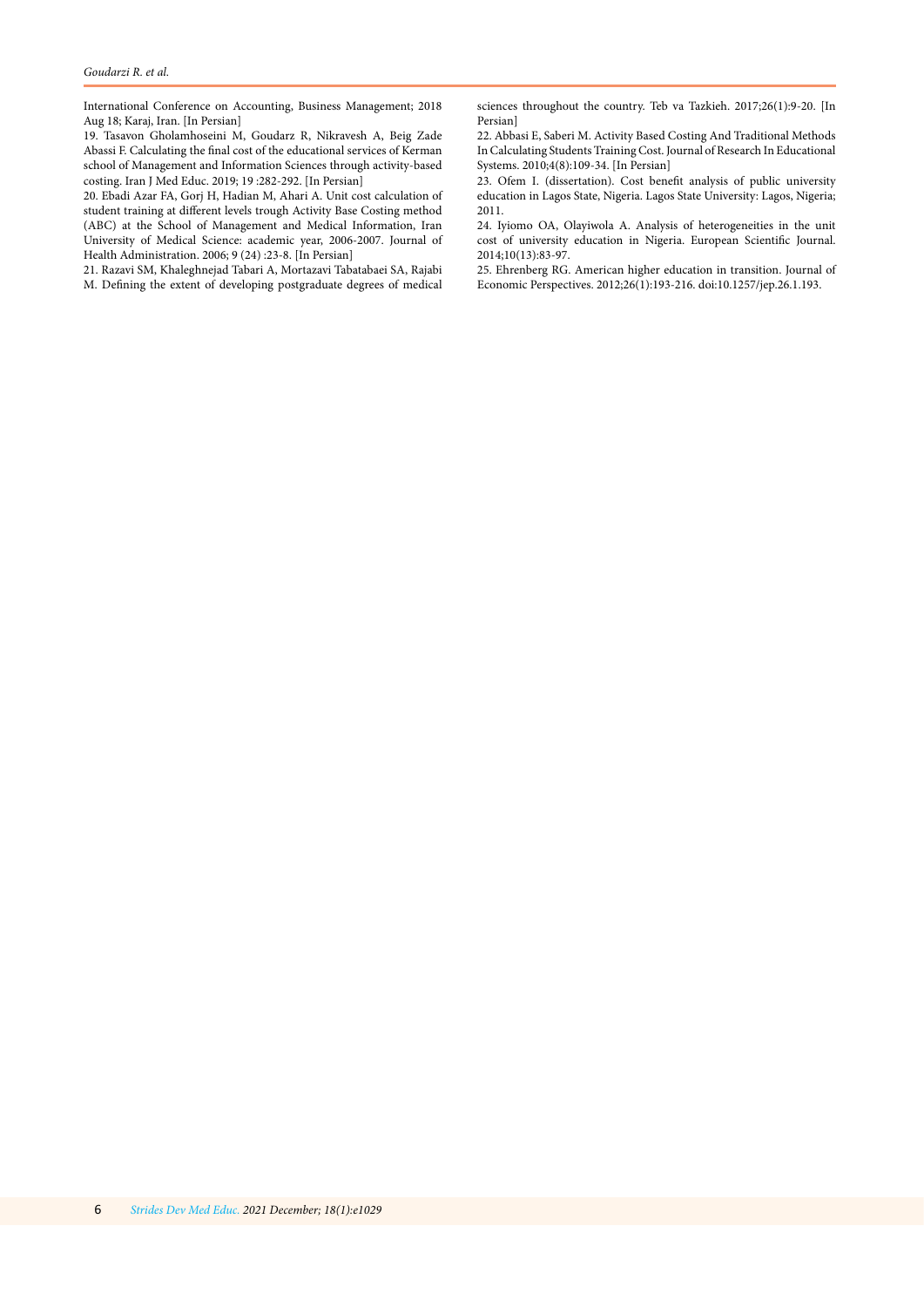International Conference on Accounting, Business Management; 2018 Aug 18; Karaj, Iran. [In Persian]

19. Tasavon Gholamhoseini M, Goudarz R, Nikravesh A, Beig Zade Abassi F. Calculating the final cost of the educational services of Kerman school of Management and Information Sciences through activity-based costing. Iran J Med Educ. 2019; 19 :282-292. [In Persian]

20. Ebadi Azar FA, Gorj H, Hadian M, Ahari A. Unit cost calculation of student training at different levels trough Activity Base Costing method (ABC) at the School of Management and Medical Information, Iran University of Medical Science: academic year, 2006-2007. Journal of Health Administration. 2006; 9 (24) :23-8. [In Persian]

21. Razavi SM, Khaleghnejad Tabari A, Mortazavi Tabatabaei SA, Rajabi M. Defining the extent of developing postgraduate degrees of medical sciences throughout the country. Teb va Tazkieh. 2017;26(1):9-20. [In Persian]

22. Abbasi E, Saberi M. Activity Based Costing And Traditional Methods In Calculating Students Training Cost. Journal of Research In Educational Systems. 2010;4(8):109-34. [In Persian]

23. Ofem I. (dissertation). Cost benefit analysis of public university education in Lagos State, Nigeria. Lagos State University: Lagos, Nigeria; 2011.

24. Iyiomo OA, Olayiwola A. Analysis of heterogeneities in the unit cost of university education in Nigeria. European Scientific Journal. 2014;10(13):83-97.

25. Ehrenberg RG. American higher education in transition. Journal of Economic Perspectives. 2012;26(1):193-216. doi:10.1257/jep.26.1.193.